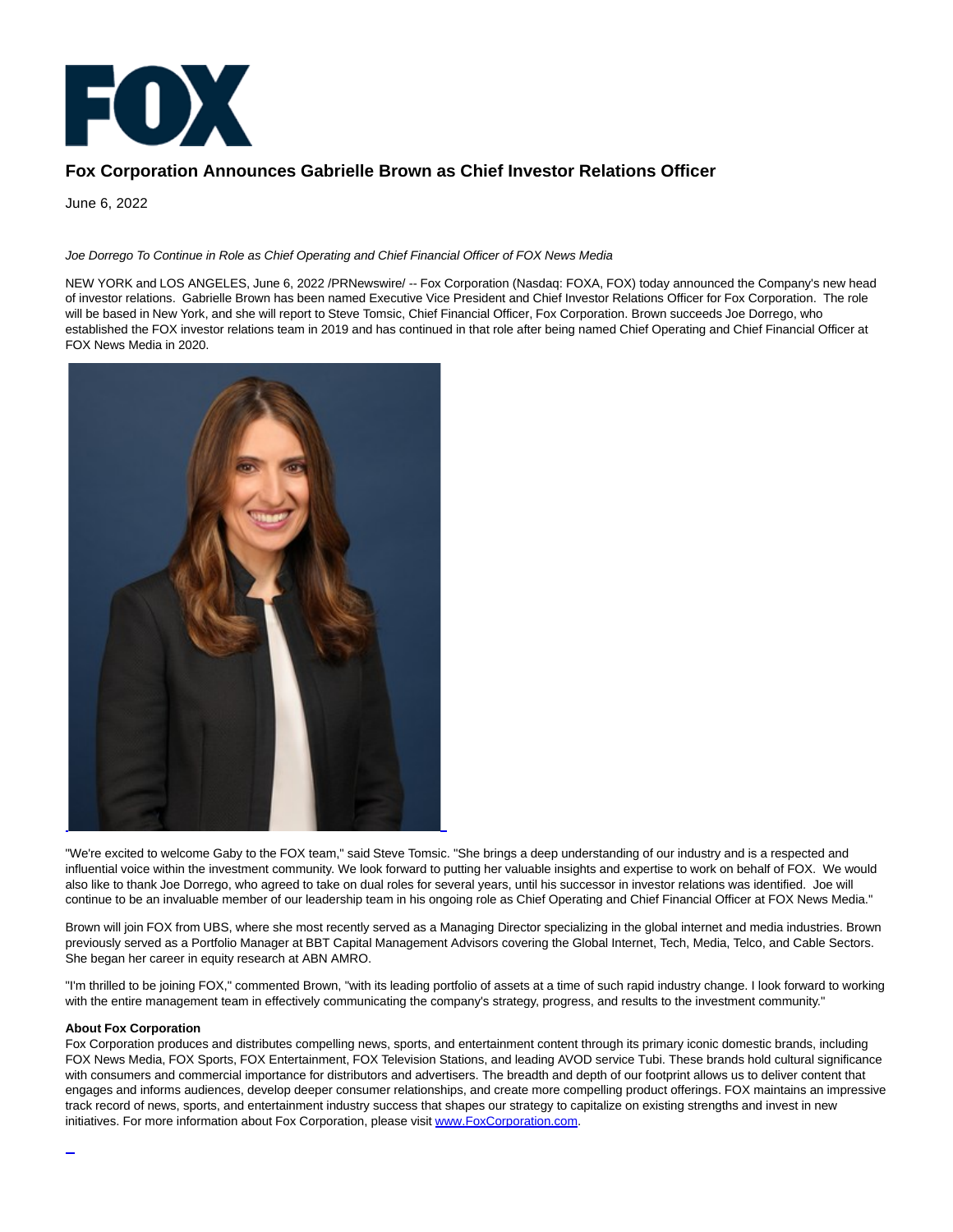# Fox Corporation Announces Gabrielle Brown as Chief Investor Relations Officer

June 6, 2022

*Joe Dorrego To Continue in Role as Chief Operating and Chief Financial Officer of FOX News Media*

NEW YORK and LOS ANGELES, June 6, 2022 /PRNewswire/ -- Fox Corporation (Nasdaq: FOXA, FOX) today announced the Company's new head of investor relations. Gabrielle Brown has been named Executive Vice President and Chief Investor Relations Officer for Fox Corporation. The role will be based in New York, and she will report to Steve Tomsic, Chief Financial Officer, Fox Corporation. Brown succeeds Joe Dorrego, who established the FOX investor relations team in 2019 and has continued in that role after being named Chief Operating and Chief Financial Officer at FOX News Media in 2020.

"We're excited to welcome Gaby to the FOX team," said Steve Tomsic. "She brings a deep understanding of our industry and is a respected and influential voice within the investment community. We look forward to putting her valuable insights and expertise to work on behalf of FOX. We would also like to thank Joe Dorrego, who agreed to take on dual roles for several years, until his successor in investor relations was identified. Joe will continue to be an invaluable member of our leadership team in his ongoing role as Chief Operating and Chief Financial Officer at FOX News Media."

Brown will join FOX from UBS, where she most recently served as a Managing Director specializing in the global internet and media industries. Brown previously served as a Portfolio Manager at BBT Capital Management Advisors covering the Global Internet, Tech, Media, Telco, and Cable Sectors. She began her career in equity research at ABN AMRO.

"I'm thrilled to be joining FOX," commented Brown, "with its leading portfolio of assets at a time of such rapid industry change. I look forward to working with the entire management team in effectively communicating the company's strategy, progress, and results to the investment community."

**About Fox Corporation**

Fox Corporation produces and distributes compelling news, sports, and entertainment content through its primary iconic domestic brands, including FOX News Media, FOX Sports, FOX Entertainment, FOX Television Stations, and leading AVOD service Tubi. These brands hold cultural significance with consumers and commercial importance for distributors and advertisers. The breadth and depth of our footprint allows us to deliver content that engages and informs audiences, develop deeper consumer relationships, and create more compelling product offerings. FOX maintains an impressive track record of news, sports, and entertainment industry success that shapes our strategy to capitalize on existing strengths and invest in new initiatives. For more information about Fox Corporation, please visit www.FoxCorporation.com.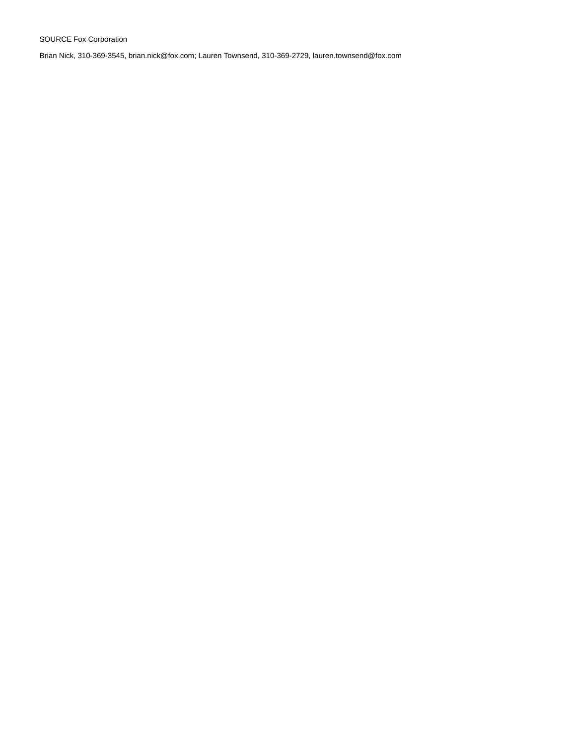SOURCE Fox Corporation

Brian Nick, 310-369-3545, brian.nick@fox.com; Lauren Townsend, 310-369-2729, lauren.townsend@fox.com